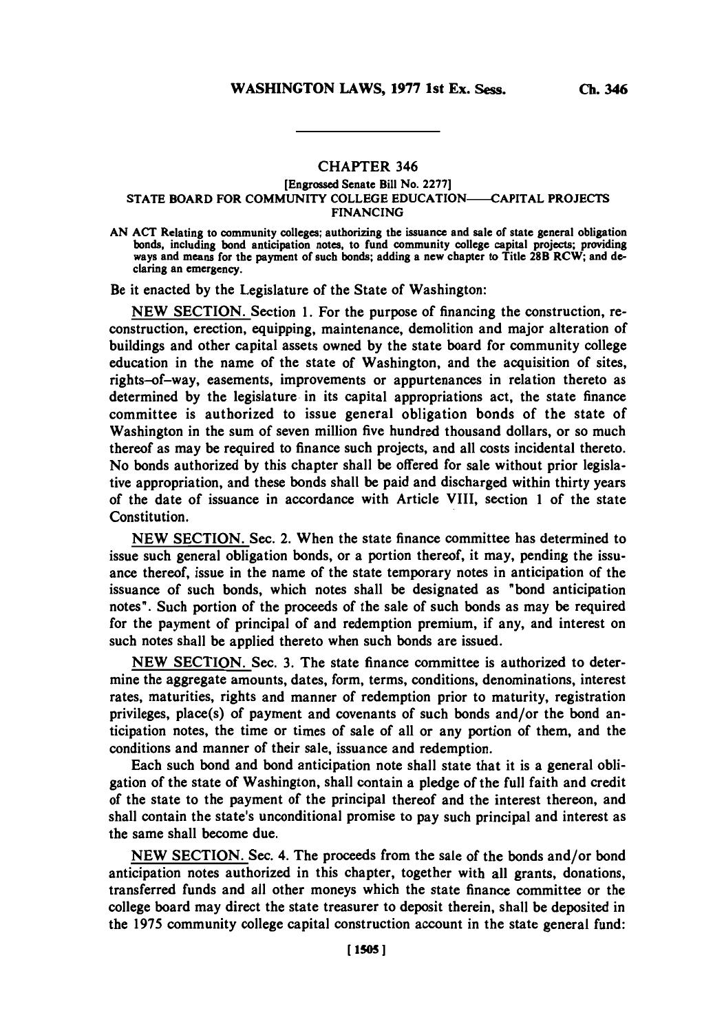## CHAPTER 346

[Engrossed Senate Bill No. 2277]

### STATE BOARD FOR COMMUNITY COLLEGE EDUCATION——CAPITAL PROJECTS FINANCING

AN ACT Relating to community colleges; authorizing the issuance and sale of state general obligation bonds, including bond anticipation notes, to fund community college capital projects; providing ways and means for the payment of such bonds; adding a new chapter to Title 28B RCW; and declaring an emergency.

Be it enacted by the Legislature of the State of Washington:

NEW SECTION. Section 1. For the purpose of financing the construction, reconstruction, erection, equipping, maintenance, demolition and major alteration of buildings and other capital assets owned by the state board for community college education in the name of the state of Washington, and the acquisition of sites, rights-of-way, easements, improvements or appurtenances in relation thereto as determined by the legislature in its capital appropriations act, the state finance committee is authorized to issue general obligation bonds of the state of Washington in the sum of seven million five hundred thousand dollars, or so much thereof as may be required to finance such projects, and all costs incidental thereto. No bonds authorized by this chapter shall be offered for sale without prior legislative appropriation, and these bonds shall be paid and discharged within thirty years of the date of issuance in accordance with Article VIII, section 1 of the state Constitution.

NEW SECTION. Sec. 2. When the state finance committee has determined to issue such general obligation bonds, or a portion thereof, it may, pending the issuance thereof, issue in the name of the state temporary notes in anticipation of the issuance of such bonds, which notes shall be designated as "bond anticipation notes". Such portion of the proceeds of the sale of such bonds as may be required for the payment of principal of and redemption premium, if any, and interest on such notes shall be applied thereto when such bonds are issued.

NEW SECTION. Sec. 3. The state finance committee is authorized to determine the aggregate amounts, dates, form, terms, conditions, denominations, interest rates, maturities, rights and manner of redemption prior to maturity, registration privileges, place(s) of payment and covenants of such bonds and/or the bond anticipation notes, the time or times of sale of all or any portion of them, and the conditions and manner of their sale, issuance and redemption.

Each such bond and bond anticipation note shall state that it is a general obligation of the state of Washington, shall contain a pledge of the full faith and credit of the state to the payment of the principal thereof and the interest thereon, and shall contain the state's unconditional promise to pay such principal and interest as the same shall become due.

NEW SECTION. Sec. 4. The proceeds from the sale of the bonds and/or bond anticipation notes authorized in this chapter, together with all grants, donations, transferred funds and all other moneys which the state finance committee or the college board may direct the state treasurer to deposit therein, shall be deposited in the 1975 community college capital construction account in the state general fund: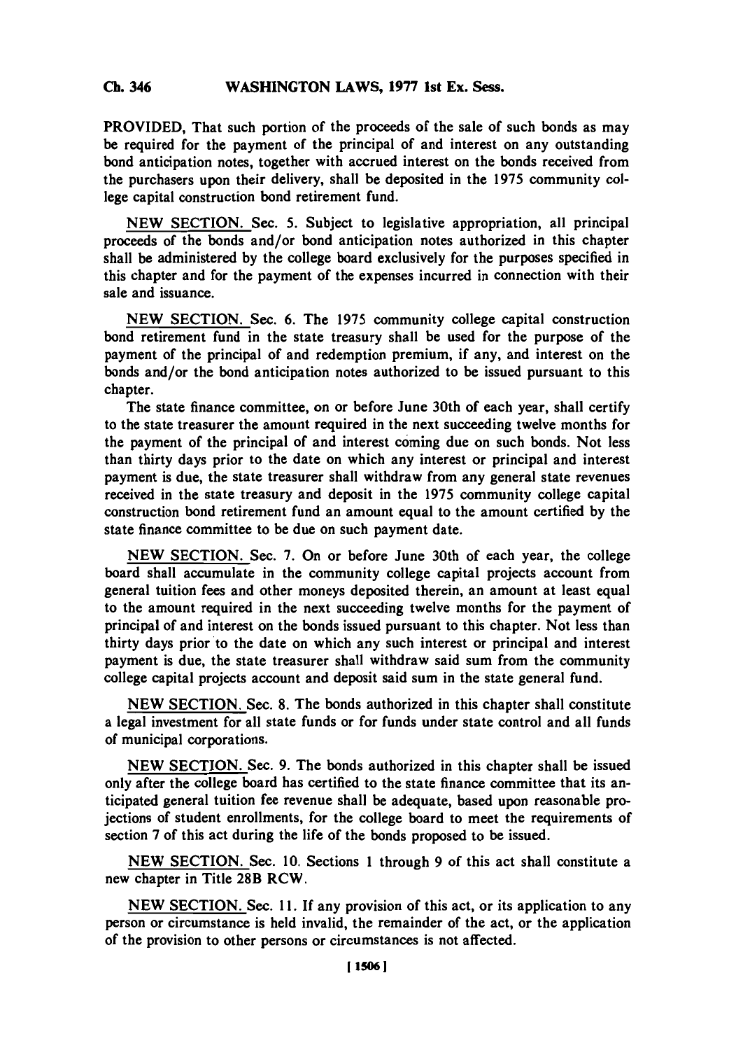PROVIDED, That such portion of the proceeds of the sale of such bonds as may be required for the payment of the principal of and interest on any outstanding bond anticipation notes, together with accrued interest on the bonds received from the purchasers upon their delivery, shall be deposited in the 1975 community college capital construction bond retirement fund.

NEW SECTION. Sec. 5. Subject to legislative appropriation, all principal proceeds of the bonds and/or bond anticipation notes authorized in this chapter shall be administered by the college board exclusively for the purposes specified in this chapter and for the payment of the expenses incurred in connection with their sale and issuance.

NEW SECTION. Sec. 6. The 1975 community college capital construction bond retirement fund in the state treasury shall be used for the purpose of the payment of the principal of and redemption premium, if any, and interest on the bonds and/or the bond anticipation notes authorized to be issued pursuant to this chapter.

The state finance committee, on or before June 30th of each year, shall certify to the state treasurer the amount required in the next succeeding twelve months for the payment of the principal of and interest coming due on such bonds. Not less than thirty days prior to the date on which any interest or principal and interest payment is due, the state treasurer shall withdraw from any general state revenues received in the state treasury and deposit in the 1975 community college capital construction bond retirement fund an amount equal to the amount certified by the state finance committee to be due on such payment date.

NEW SECTION. Sec. 7. On or before June 30th of each year, the college board shall accumulate in the community college capital projects account from general tuition fees and other moneys deposited therein, an amount at least equal to the amount required in the next succeeding twelve months for the payment of principal of and interest on the bonds issued pursuant to this chapter. Not less than thirty days prior to the date on which any such interest or principal and interest payment is due, the state treasurer shall withdraw said sum from the community college capital projects account and deposit said sum in the state general fund.

NEW SECTION. Sec. 8. The bonds authorized in this chapter shall constitute a legal investment for all state funds or for funds under state control and all funds of municipal corporations.

NEW SECTION. Sec. 9. The bonds authorized in this chapter shall be issued only after the college board has certified to the state finance committee that its anticipated general tuition fee revenue shall be adequate, based upon reasonable projections of student enrollments, for the college board to meet the requirements of section 7 of this act during the life of the bonds proposed to be issued.

NEW SECTION. Sec. 10. Sections 1 through 9 of this act shall constitute a new chapter in Title 28B RCW.

NEW SECTION. Sec. 11. If any provision of this act, or its application to any person or circumstance is held invalid, the remainder of the act, or the application of the provision to other persons or circumstances is not affected.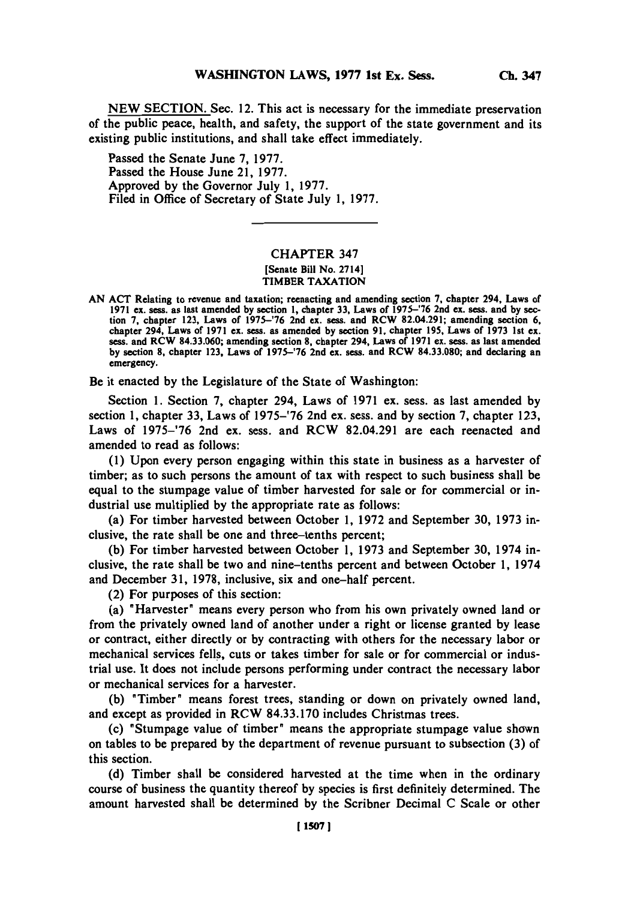NEW SECTION. Sec. 12. This act is necessary for the immediate preservation of the public peace, health, and safety, the support of the state government and its existing public institutions, and shall take effect immediately.

Passed the Senate June 7, 1977.
Passed the House June 21, 1977.
Approved by the Governor July 1, 1977.
Filed in Office of Secretary of State July 1, 1977.

---

## CHAPTER 347

[Senate Bill No. 2714]

TIMBER TAXATION

AN ACT Relating to revenue and taxation; reenacting and amending section 7, chapter 294, Laws of 1971 ex. sess. as last amended by section 1, chapter 33, Laws of 1975–'76 2nd ex. sess. and by section 7, chapter 123, Laws of 1975–'76 2nd ex. sess. and RCW 82.04.291; amending section 6, chapter 294, Laws of 1971 ex. sess. as amended by section 91, chapter 195, Laws of 1973 1st ex. sess. and RCW 84.33.060; amending section 8, chapter 294, Laws of 1971 ex. sess. as last amended by section 8, chapter 123, Laws of 1975–'76 2nd ex. sess. and RCW 84.33.080; and declaring an emergency.

Be it enacted by the Legislature of the State of Washington:

Section 1. Section 7, chapter 294, Laws of 1971 ex. sess. as last amended by section 1, chapter 33, Laws of 1975–'76 2nd ex. sess. and by section 7, chapter 123, Laws of 1975–'76 2nd ex. sess. and RCW 82.04.291 are each reenacted and amended to read as follows:

(1) Upon every person engaging within this state in business as a harvester of timber; as to such persons the amount of tax with respect to such business shall be equal to the stumpage value of timber harvested for sale or for commercial or industrial use multiplied by the appropriate rate as follows:

(a) For timber harvested between October 1, 1972 and September 30, 1973 inclusive, the rate shall be one and three–tenths percent;

(b) For timber harvested between October 1, 1973 and September 30, 1974 inclusive, the rate shall be two and nine–tenths percent and between October 1, 1974 and December 31, 1978, inclusive, six and one–half percent.

(2) For purposes of this section:

(a) "Harvester" means every person who from his own privately owned land or from the privately owned land of another under a right or license granted by lease or contract, either directly or by contracting with others for the necessary labor or mechanical services fells, cuts or takes timber for sale or for commercial or industrial use. It does not include persons performing under contract the necessary labor or mechanical services for a harvester.

(b) "Timber" means forest trees, standing or down on privately owned land, and except as provided in RCW 84.33.170 includes Christmas trees.

(c) "Stumpage value of timber" means the appropriate stumpage value shown on tables to be prepared by the department of revenue pursuant to subsection (3) of this section.

(d) Timber shall be considered harvested at the time when in the ordinary course of business the quantity thereof by species is first definitely determined. The amount harvested shall be determined by the Scribner Decimal C Scale or other